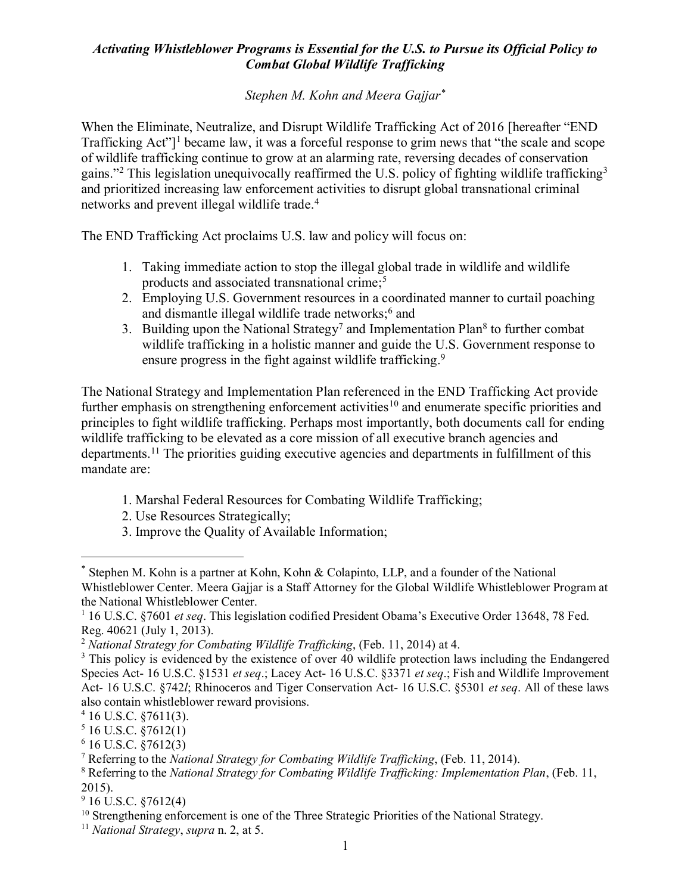***Activating Whistleblower Programs is Essential for the U.S. to Pursue its Official Policy to Combat Global Wildlife Trafficking***

*Stephen M. Kohn and Meera Gajjar*[*]

When the Eliminate, Neutralize, and Disrupt Wildlife Trafficking Act of 2016 [hereafter "END Trafficking Act"][1] became law, it was a forceful response to grim news that "the scale and scope of wildlife trafficking continue to grow at an alarming rate, reversing decades of conservation gains."[2] This legislation unequivocally reaffirmed the U.S. policy of fighting wildlife trafficking[3] and prioritized increasing law enforcement activities to disrupt global transnational criminal networks and prevent illegal wildlife trade.[4]

The END Trafficking Act proclaims U.S. law and policy will focus on:

1. Taking immediate action to stop the illegal global trade in wildlife and wildlife products and associated transnational crime;[5]
2. Employing U.S. Government resources in a coordinated manner to curtail poaching and dismantle illegal wildlife trade networks;[6] and
3. Building upon the National Strategy[7] and Implementation Plan[8] to further combat wildlife trafficking in a holistic manner and guide the U.S. Government response to ensure progress in the fight against wildlife trafficking.[9]

The National Strategy and Implementation Plan referenced in the END Trafficking Act provide further emphasis on strengthening enforcement activities[10] and enumerate specific priorities and principles to fight wildlife trafficking. Perhaps most importantly, both documents call for ending wildlife trafficking to be elevated as a core mission of all executive branch agencies and departments.[11] The priorities guiding executive agencies and departments in fulfillment of this mandate are:

1. Marshal Federal Resources for Combating Wildlife Trafficking;
2. Use Resources Strategically;
3. Improve the Quality of Available Information;

---

[*] Stephen M. Kohn is a partner at Kohn, Kohn & Colapinto, LLP, and a founder of the National Whistleblower Center. Meera Gajjar is a Staff Attorney for the Global Wildlife Whistleblower Program at the National Whistleblower Center.

[1] 16 U.S.C. §7601 *et seq*. This legislation codified President Obama's Executive Order 13648, 78 Fed. Reg. 40621 (July 1, 2013).

[2] *National Strategy for Combating Wildlife Trafficking*, (Feb. 11, 2014) at 4.

[3] This policy is evidenced by the existence of over 40 wildlife protection laws including the Endangered Species Act- 16 U.S.C. §1531 *et seq*.; Lacey Act- 16 U.S.C. §3371 *et seq*.; Fish and Wildlife Improvement Act- 16 U.S.C. §742*l*; Rhinoceros and Tiger Conservation Act- 16 U.S.C. §5301 *et seq*. All of these laws also contain whistleblower reward provisions.

[4] 16 U.S.C. §7611(3).

[5] 16 U.S.C. §7612(1)

[6] 16 U.S.C. §7612(3)

[7] Referring to the *National Strategy for Combating Wildlife Trafficking*, (Feb. 11, 2014).

[8] Referring to the *National Strategy for Combating Wildlife Trafficking: Implementation Plan*, (Feb. 11, 2015).

[9] 16 U.S.C. §7612(4)

[10] Strengthening enforcement is one of the Three Strategic Priorities of the National Strategy.

[11] *National Strategy*, *supra* n. 2, at 5.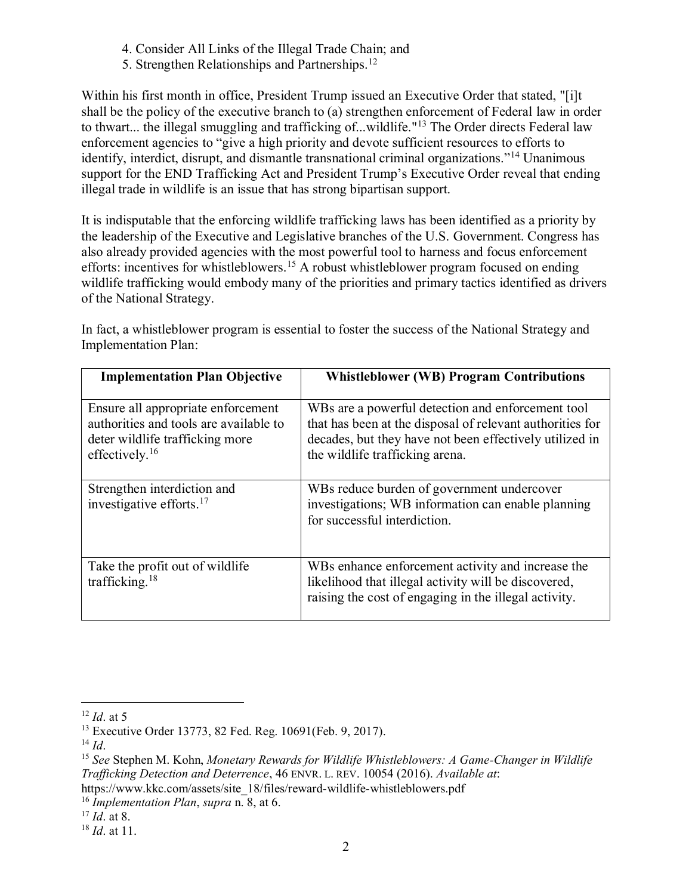4. Consider All Links of the Illegal Trade Chain; and
5. Strengthen Relationships and Partnerships.[12]

Within his first month in office, President Trump issued an Executive Order that stated, "[i]t shall be the policy of the executive branch to (a) strengthen enforcement of Federal law in order to thwart... the illegal smuggling and trafficking of...wildlife."[13] The Order directs Federal law enforcement agencies to "give a high priority and devote sufficient resources to efforts to identify, interdict, disrupt, and dismantle transnational criminal organizations."[14] Unanimous support for the END Trafficking Act and President Trump's Executive Order reveal that ending illegal trade in wildlife is an issue that has strong bipartisan support.

It is indisputable that the enforcing wildlife trafficking laws has been identified as a priority by the leadership of the Executive and Legislative branches of the U.S. Government. Congress has also already provided agencies with the most powerful tool to harness and focus enforcement efforts: incentives for whistleblowers.[15] A robust whistleblower program focused on ending wildlife trafficking would embody many of the priorities and primary tactics identified as drivers of the National Strategy.

In fact, a whistleblower program is essential to foster the success of the National Strategy and Implementation Plan:

| Implementation Plan Objective | Whistleblower (WB) Program Contributions |
| --- | --- |
| Ensure all appropriate enforcement authorities and tools are available to deter wildlife trafficking more effectively.[16] | WBs are a powerful detection and enforcement tool that has been at the disposal of relevant authorities for decades, but they have not been effectively utilized in the wildlife trafficking arena. |
| Strengthen interdiction and investigative efforts.[17] | WBs reduce burden of government undercover investigations; WB information can enable planning for successful interdiction. |
| Take the profit out of wildlife trafficking.[18] | WBs enhance enforcement activity and increase the likelihood that illegal activity will be discovered, raising the cost of engaging in the illegal activity. |

---

[12] *Id*. at 5

[13] Executive Order 13773, 82 Fed. Reg. 10691(Feb. 9, 2017).

[14] *Id*.

[15] *See* Stephen M. Kohn, *Monetary Rewards for Wildlife Whistleblowers: A Game-Changer in Wildlife Trafficking Detection and Deterrence*, 46 ENVR. L. REV. 10054 (2016). *Available at*: https://www.kkc.com/assets/site_18/files/reward-wildlife-whistleblowers.pdf

[16] *Implementation Plan*, *supra* n. 8, at 6.

[17] *Id*. at 8.

[18] *Id*. at 11.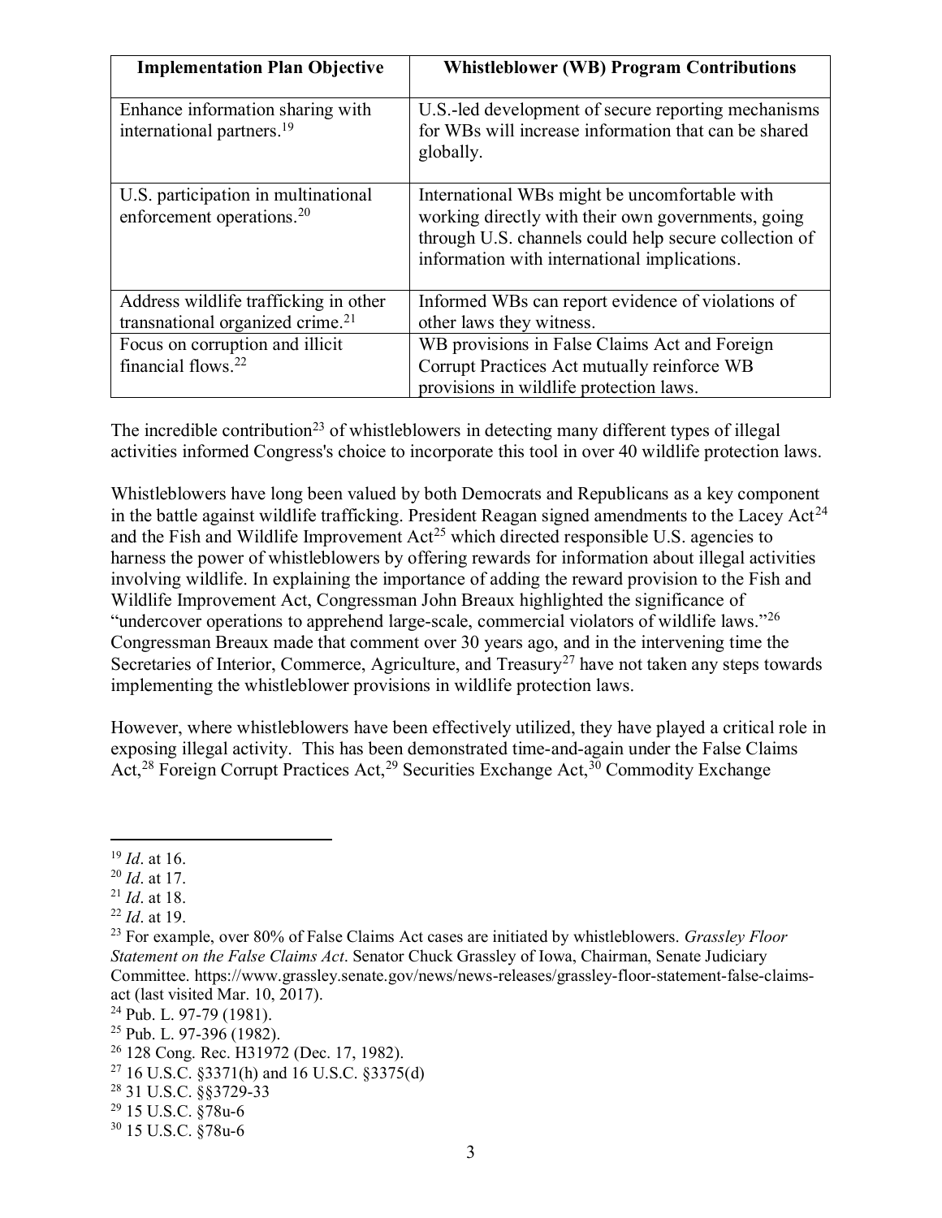| Implementation Plan Objective | Whistleblower (WB) Program Contributions |
|---|---|
| Enhance information sharing with international partners.[19] | U.S.-led development of secure reporting mechanisms for WBs will increase information that can be shared globally. |
| U.S. participation in multinational enforcement operations.[20] | International WBs might be uncomfortable with working directly with their own governments, going through U.S. channels could help secure collection of information with international implications. |
| Address wildlife trafficking in other transnational organized crime.[21] | Informed WBs can report evidence of violations of other laws they witness. |
| Focus on corruption and illicit financial flows.[22] | WB provisions in False Claims Act and Foreign Corrupt Practices Act mutually reinforce WB provisions in wildlife protection laws. |

The incredible contribution[23] of whistleblowers in detecting many different types of illegal activities informed Congress's choice to incorporate this tool in over 40 wildlife protection laws.

Whistleblowers have long been valued by both Democrats and Republicans as a key component in the battle against wildlife trafficking. President Reagan signed amendments to the Lacey Act[24] and the Fish and Wildlife Improvement Act[25] which directed responsible U.S. agencies to harness the power of whistleblowers by offering rewards for information about illegal activities involving wildlife. In explaining the importance of adding the reward provision to the Fish and Wildlife Improvement Act, Congressman John Breaux highlighted the significance of "undercover operations to apprehend large-scale, commercial violators of wildlife laws."[26] Congressman Breaux made that comment over 30 years ago, and in the intervening time the Secretaries of Interior, Commerce, Agriculture, and Treasury[27] have not taken any steps towards implementing the whistleblower provisions in wildlife protection laws.

However, where whistleblowers have been effectively utilized, they have played a critical role in exposing illegal activity. This has been demonstrated time-and-again under the False Claims Act,[28] Foreign Corrupt Practices Act,[29] Securities Exchange Act,[30] Commodity Exchange

---

[19] *Id*. at 16.

[20] *Id*. at 17.

[21] *Id*. at 18.

[22] *Id*. at 19.

[23] For example, over 80% of False Claims Act cases are initiated by whistleblowers. *Grassley Floor Statement on the False Claims Act*. Senator Chuck Grassley of Iowa, Chairman, Senate Judiciary Committee. https://www.grassley.senate.gov/news/news-releases/grassley-floor-statement-false-claims-act (last visited Mar. 10, 2017).

[24] Pub. L. 97-79 (1981).

[25] Pub. L. 97-396 (1982).

[26] 128 Cong. Rec. H31972 (Dec. 17, 1982).

[27] 16 U.S.C. §3371(h) and 16 U.S.C. §3375(d)

[28] 31 U.S.C. §§3729-33

[29] 15 U.S.C. §78u-6

[30] 15 U.S.C. §78u-6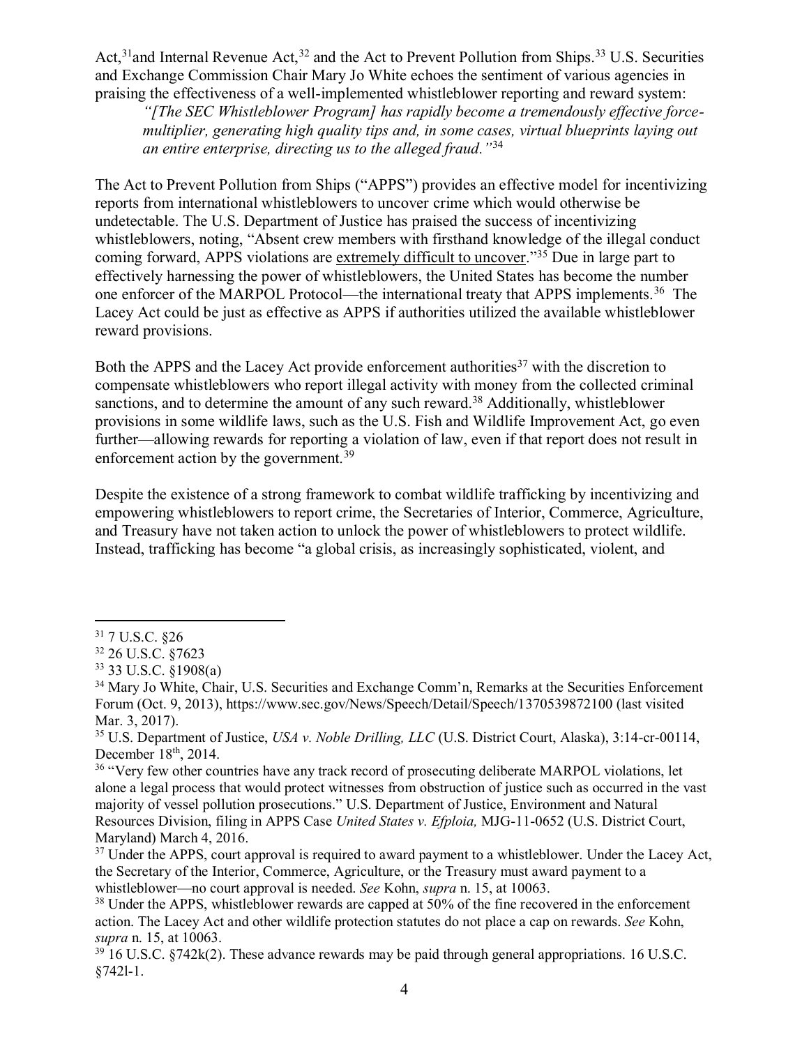Act,[31] and Internal Revenue Act,[32] and the Act to Prevent Pollution from Ships.[33] U.S. Securities and Exchange Commission Chair Mary Jo White echoes the sentiment of various agencies in praising the effectiveness of a well-implemented whistleblower reporting and reward system:

> *"[The SEC Whistleblower Program] has rapidly become a tremendously effective force-multiplier, generating high quality tips and, in some cases, virtual blueprints laying out an entire enterprise, directing us to the alleged fraud."*[34]

The Act to Prevent Pollution from Ships ("APPS") provides an effective model for incentivizing reports from international whistleblowers to uncover crime which would otherwise be undetectable. The U.S. Department of Justice has praised the success of incentivizing whistleblowers, noting, "Absent crew members with firsthand knowledge of the illegal conduct coming forward, APPS violations are <u>extremely difficult to uncover</u>."[35] Due in large part to effectively harnessing the power of whistleblowers, the United States has become the number one enforcer of the MARPOL Protocol—the international treaty that APPS implements.[36] The Lacey Act could be just as effective as APPS if authorities utilized the available whistleblower reward provisions.

Both the APPS and the Lacey Act provide enforcement authorities[37] with the discretion to compensate whistleblowers who report illegal activity with money from the collected criminal sanctions, and to determine the amount of any such reward.[38] Additionally, whistleblower provisions in some wildlife laws, such as the U.S. Fish and Wildlife Improvement Act, go even further—allowing rewards for reporting a violation of law, even if that report does not result in enforcement action by the government.[39]

Despite the existence of a strong framework to combat wildlife trafficking by incentivizing and empowering whistleblowers to report crime, the Secretaries of Interior, Commerce, Agriculture, and Treasury have not taken action to unlock the power of whistleblowers to protect wildlife. Instead, trafficking has become "a global crisis, as increasingly sophisticated, violent, and

---

[31] 7 U.S.C. §26

[32] 26 U.S.C. §7623

[33] 33 U.S.C. §1908(a)

[34] Mary Jo White, Chair, U.S. Securities and Exchange Comm'n, Remarks at the Securities Enforcement Forum (Oct. 9, 2013), https://www.sec.gov/News/Speech/Detail/Speech/1370539872100 (last visited Mar. 3, 2017).

[35] U.S. Department of Justice, *USA v. Noble Drilling, LLC* (U.S. District Court, Alaska), 3:14-cr-00114, December 18th, 2014.

[36] "Very few other countries have any track record of prosecuting deliberate MARPOL violations, let alone a legal process that would protect witnesses from obstruction of justice such as occurred in the vast majority of vessel pollution prosecutions." U.S. Department of Justice, Environment and Natural Resources Division, filing in APPS Case *United States v. Efploia,* MJG-11-0652 (U.S. District Court, Maryland) March 4, 2016.

[37] Under the APPS, court approval is required to award payment to a whistleblower. Under the Lacey Act, the Secretary of the Interior, Commerce, Agriculture, or the Treasury must award payment to a whistleblower—no court approval is needed. *See* Kohn, *supra* n. 15, at 10063.

[38] Under the APPS, whistleblower rewards are capped at 50% of the fine recovered in the enforcement action. The Lacey Act and other wildlife protection statutes do not place a cap on rewards. *See* Kohn, *supra* n. 15, at 10063.

[39] 16 U.S.C. §742k(2). These advance rewards may be paid through general appropriations. 16 U.S.C. §742l-1.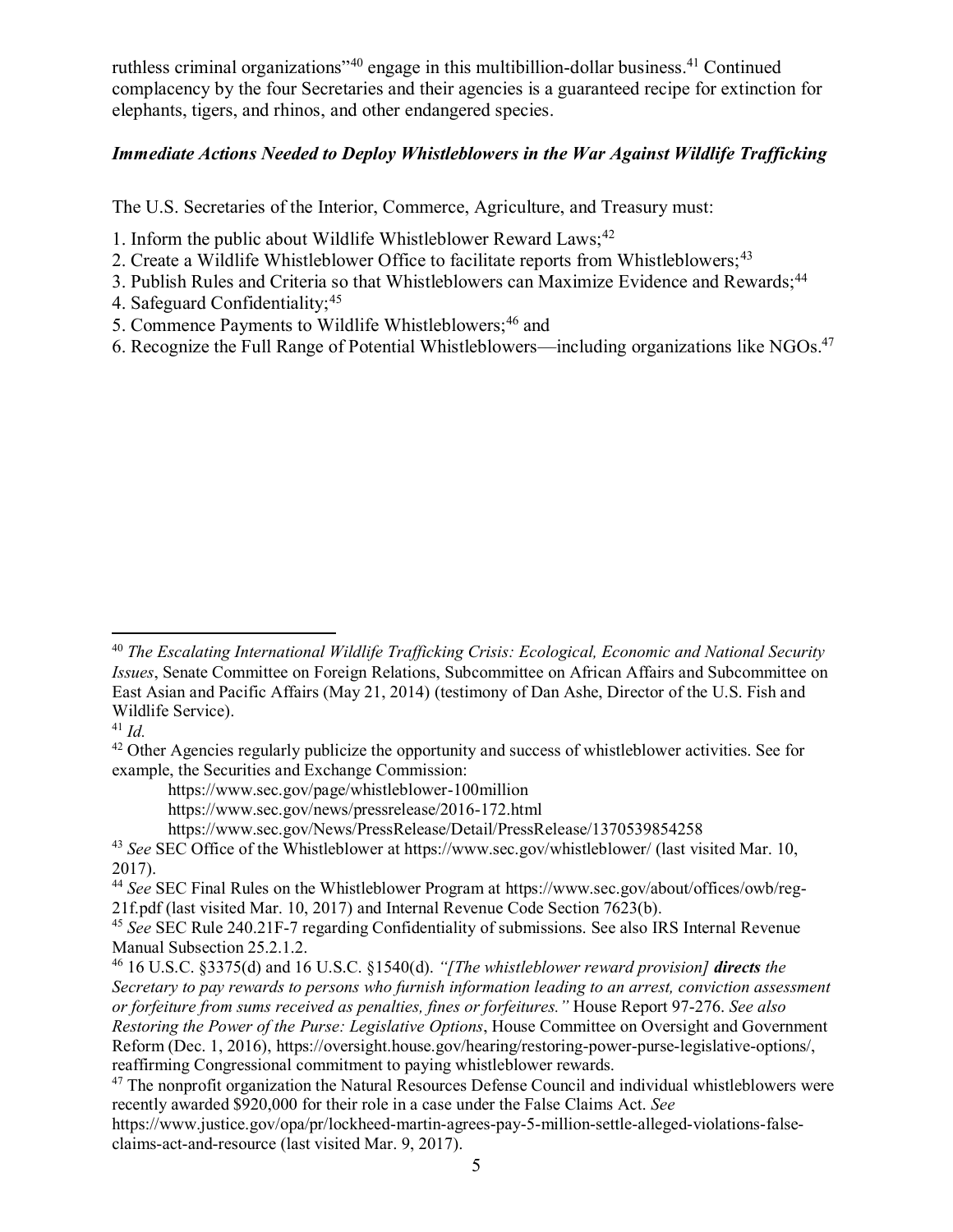ruthless criminal organizations"[40] engage in this multibillion-dollar business.[41] Continued complacency by the four Secretaries and their agencies is a guaranteed recipe for extinction for elephants, tigers, and rhinos, and other endangered species.

***Immediate Actions Needed to Deploy Whistleblowers in the War Against Wildlife Trafficking***

The U.S. Secretaries of the Interior, Commerce, Agriculture, and Treasury must:

1. Inform the public about Wildlife Whistleblower Reward Laws;[42]
2. Create a Wildlife Whistleblower Office to facilitate reports from Whistleblowers;[43]
3. Publish Rules and Criteria so that Whistleblowers can Maximize Evidence and Rewards;[44]
4. Safeguard Confidentiality;[45]
5. Commence Payments to Wildlife Whistleblowers;[46] and
6. Recognize the Full Range of Potential Whistleblowers—including organizations like NGOs.[47]

---

[40] *The Escalating International Wildlife Trafficking Crisis: Ecological, Economic and National Security Issues*, Senate Committee on Foreign Relations, Subcommittee on African Affairs and Subcommittee on East Asian and Pacific Affairs (May 21, 2014) (testimony of Dan Ashe, Director of the U.S. Fish and Wildlife Service).

[41] *Id.*

[42] Other Agencies regularly publicize the opportunity and success of whistleblower activities. See for example, the Securities and Exchange Commission:
https://www.sec.gov/page/whistleblower-100million
https://www.sec.gov/news/pressrelease/2016-172.html
https://www.sec.gov/News/PressRelease/Detail/PressRelease/1370539854258

[43] *See* SEC Office of the Whistleblower at https://www.sec.gov/whistleblower/ (last visited Mar. 10, 2017).

[44] *See* SEC Final Rules on the Whistleblower Program at https://www.sec.gov/about/offices/owb/reg-21f.pdf (last visited Mar. 10, 2017) and Internal Revenue Code Section 7623(b).

[45] *See* SEC Rule 240.21F-7 regarding Confidentiality of submissions. See also IRS Internal Revenue Manual Subsection 25.2.1.2.

[46] 16 U.S.C. §3375(d) and 16 U.S.C. §1540(d). *"[The whistleblower reward provision]* ***directs*** *the Secretary to pay rewards to persons who furnish information leading to an arrest, conviction assessment or forfeiture from sums received as penalties, fines or forfeitures."* House Report 97-276. *See also Restoring the Power of the Purse: Legislative Options*, House Committee on Oversight and Government Reform (Dec. 1, 2016), https://oversight.house.gov/hearing/restoring-power-purse-legislative-options/, reaffirming Congressional commitment to paying whistleblower rewards.

[47] The nonprofit organization the Natural Resources Defense Council and individual whistleblowers were recently awarded $920,000 for their role in a case under the False Claims Act. *See* https://www.justice.gov/opa/pr/lockheed-martin-agrees-pay-5-million-settle-alleged-violations-false-claims-act-and-resource (last visited Mar. 9, 2017).